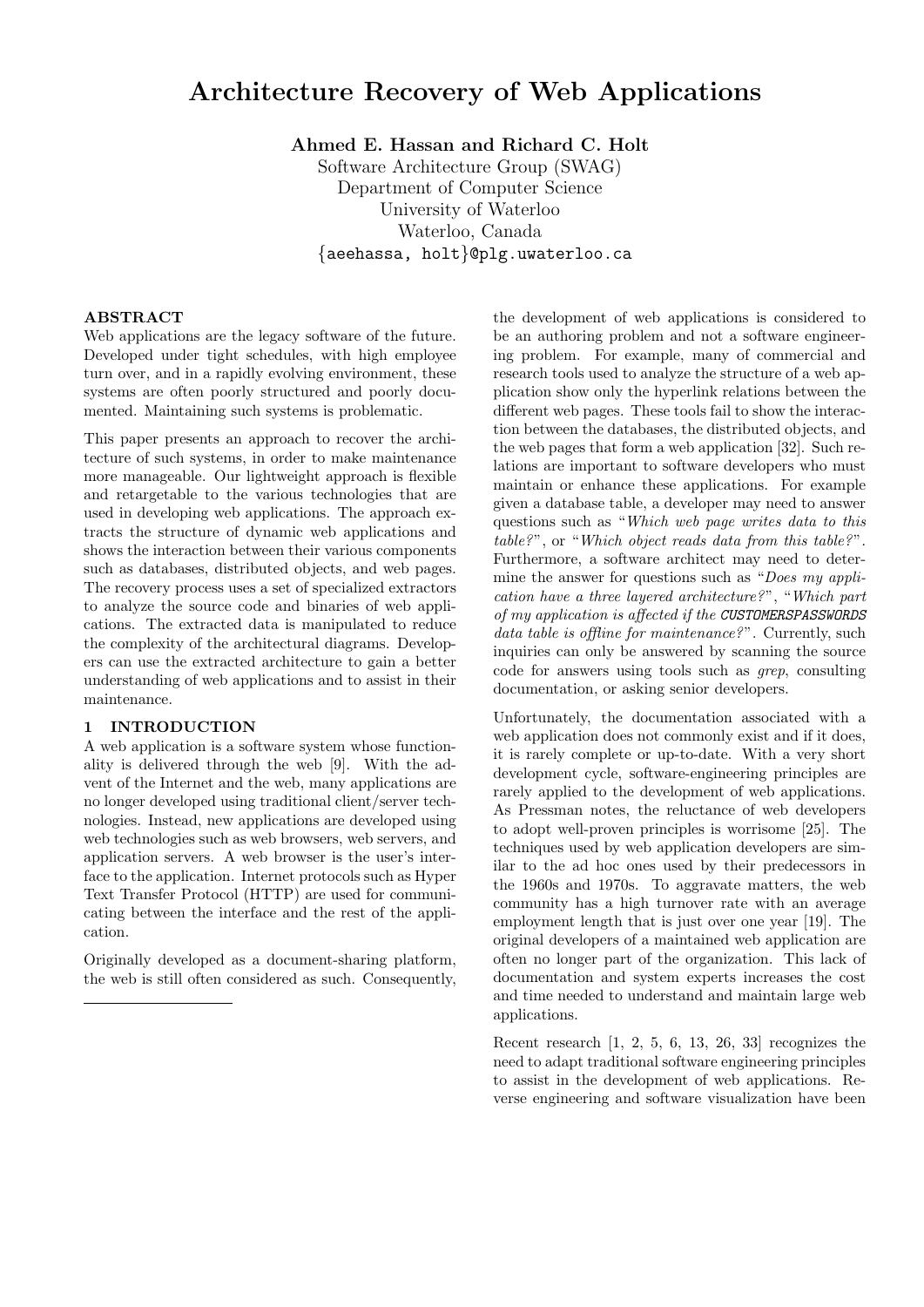# Architecture Recovery of Web Applications

**Ahmed E. Hassan and Richard C. Holt**

Software Architecture Group (SWAG)
Department of Computer Science
University of Waterloo
Waterloo, Canada
{aeehassa, holt}@plg.uwaterloo.ca

## ABSTRACT

Web applications are the legacy software of the future. Developed under tight schedules, with high employee turn over, and in a rapidly evolving environment, these systems are often poorly structured and poorly documented. Maintaining such systems is problematic.

This paper presents an approach to recover the architecture of such systems, in order to make maintenance more manageable. Our lightweight approach is flexible and retargetable to the various technologies that are used in developing web applications. The approach extracts the structure of dynamic web applications and shows the interaction between their various components such as databases, distributed objects, and web pages. The recovery process uses a set of specialized extractors to analyze the source code and binaries of web applications. The extracted data is manipulated to reduce the complexity of the architectural diagrams. Developers can use the extracted architecture to gain a better understanding of web applications and to assist in their maintenance.

## 1 INTRODUCTION

A web application is a software system whose functionality is delivered through the web [9]. With the advent of the Internet and the web, many applications are no longer developed using traditional client/server technologies. Instead, new applications are developed using web technologies such as web browsers, web servers, and application servers. A web browser is the user's interface to the application. Internet protocols such as Hyper Text Transfer Protocol (HTTP) are used for communicating between the interface and the rest of the application.

Originally developed as a document-sharing platform, the web is still often considered as such. Consequently, the development of web applications is considered to be an authoring problem and not a software engineering problem. For example, many of commercial and research tools used to analyze the structure of a web application show only the hyperlink relations between the different web pages. These tools fail to show the interaction between the databases, the distributed objects, and the web pages that form a web application [32]. Such relations are important to software developers who must maintain or enhance these applications. For example given a database table, a developer may need to answer questions such as "*Which web page writes data to this table?*", or "*Which object reads data from this table?*". Furthermore, a software architect may need to determine the answer for questions such as "*Does my application have a three layered architecture?*", "*Which part of my application is affected if the CUSTOMERSPASSWORDS data table is offline for maintenance?*". Currently, such inquiries can only be answered by scanning the source code for answers using tools such as *grep*, consulting documentation, or asking senior developers.

Unfortunately, the documentation associated with a web application does not commonly exist and if it does, it is rarely complete or up-to-date. With a very short development cycle, software-engineering principles are rarely applied to the development of web applications. As Pressman notes, the reluctance of web developers to adopt well-proven principles is worrisome [25]. The techniques used by web application developers are similar to the ad hoc ones used by their predecessors in the 1960s and 1970s. To aggravate matters, the web community has a high turnover rate with an average employment length that is just over one year [19]. The original developers of a maintained web application are often no longer part of the organization. This lack of documentation and system experts increases the cost and time needed to understand and maintain large web applications.

Recent research [1, 2, 5, 6, 13, 26, 33] recognizes the need to adapt traditional software engineering principles to assist in the development of web applications. Reverse engineering and software visualization have been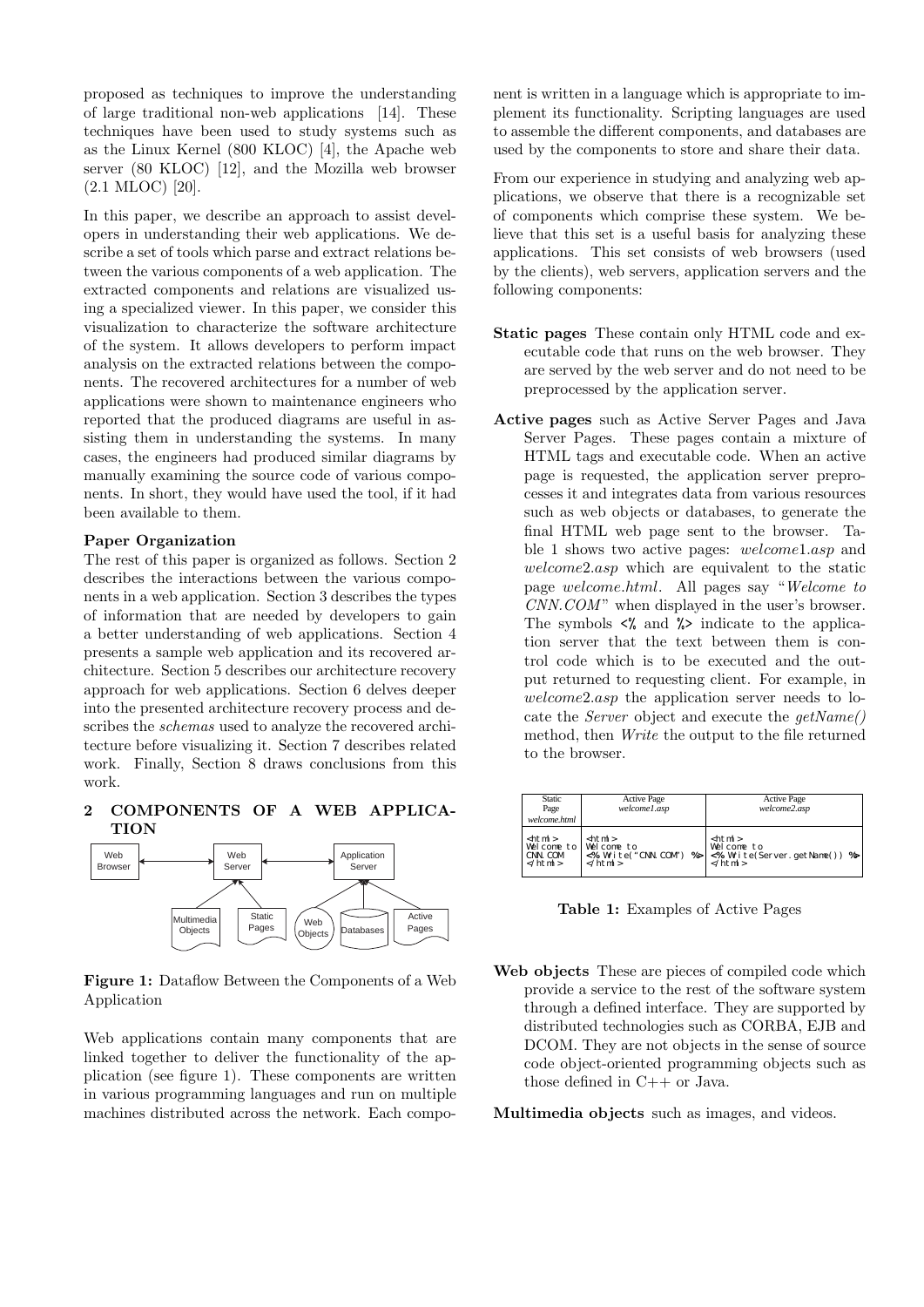proposed as techniques to improve the understanding of large traditional non-web applications [14]. These techniques have been used to study systems such as as the Linux Kernel (800 KLOC) [4], the Apache web server (80 KLOC) [12], and the Mozilla web browser (2.1 MLOC) [20].

In this paper, we describe an approach to assist developers in understanding their web applications. We describe a set of tools which parse and extract relations between the various components of a web application. The extracted components and relations are visualized using a specialized viewer. In this paper, we consider this visualization to characterize the software architecture of the system. It allows developers to perform impact analysis on the extracted relations between the components. The recovered architectures for a number of web applications were shown to maintenance engineers who reported that the produced diagrams are useful in assisting them in understanding the systems. In many cases, the engineers had produced similar diagrams by manually examining the source code of various components. In short, they would have used the tool, if it had been available to them.

**Paper Organization**

The rest of this paper is organized as follows. Section 2 describes the interactions between the various components in a web application. Section 3 describes the types of information that are needed by developers to gain a better understanding of web applications. Section 4 presents a sample web application and its recovered architecture. Section 5 describes our architecture recovery approach for web applications. Section 6 delves deeper into the presented architecture recovery process and describes the *schemas* used to analyze the recovered architecture before visualizing it. Section 7 describes related work. Finally, Section 8 draws conclusions from this work.

## 2 COMPONENTS OF A WEB APPLICATION

**Figure 1:** Dataflow Between the Components of a Web Application

Web applications contain many components that are linked together to deliver the functionality of the application (see figure 1). These components are written in various programming languages and run on multiple machines distributed across the network. Each component is written in a language which is appropriate to implement its functionality. Scripting languages are used to assemble the different components, and databases are used by the components to store and share their data.

From our experience in studying and analyzing web applications, we observe that there is a recognizable set of components which comprise these system. We believe that this set is a useful basis for analyzing these applications. This set consists of web browsers (used by the clients), web servers, application servers and the following components:

**Static pages** These contain only HTML code and executable code that runs on the web browser. They are served by the web server and do not need to be preprocessed by the application server.

**Active pages** such as Active Server Pages and Java Server Pages. These pages contain a mixture of HTML tags and executable code. When an active page is requested, the application server preprocesses it and integrates data from various resources such as web objects or databases, to generate the final HTML web page sent to the browser. Table 1 shows two active pages: *welcome*1.*asp* and *welcome*2.*asp* which are equivalent to the static page *welcome.html*. All pages say "*Welcome to CNN.COM*" when displayed in the user's browser. The symbols `<%` and `%>` indicate to the application server that the text between them is control code which is to be executed and the output returned to requesting client. For example, in *welcome*2.*asp* the application server needs to locate the *Server* object and execute the *getName()* method, then *Write* the output to the file returned to the browser.

| Static Page *welcome.html* | Active Page *welcome1.asp* | Active Page *welcome2.asp* |
|---|---|---|
| `<html>` `Welcome to` `CNN.COM` `</html>` | `<html>` `Welcome to` `<% Write("CNN.COM") %>` `</html>` | `<html>` `Welcome to` `<% Write(Server.getName()) %>` `</html>` |

**Table 1:** Examples of Active Pages

**Web objects** These are pieces of compiled code which provide a service to the rest of the software system through a defined interface. They are supported by distributed technologies such as CORBA, EJB and DCOM. They are not objects in the sense of source code object-oriented programming objects such as those defined in C++ or Java.

**Multimedia objects** such as images, and videos.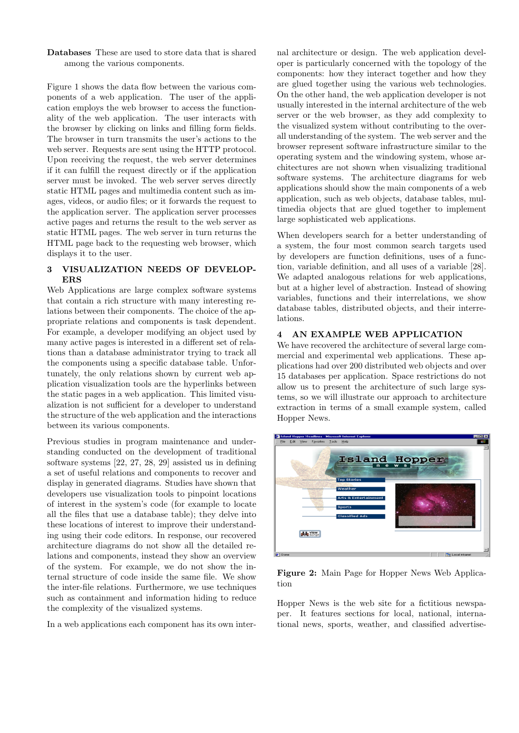**Databases** These are used to store data that is shared among the various components.

Figure 1 shows the data flow between the various components of a web application. The user of the application employs the web browser to access the functionality of the web application. The user interacts with the browser by clicking on links and filling form fields. The browser in turn transmits the user's actions to the web server. Requests are sent using the HTTP protocol. Upon receiving the request, the web server determines if it can fulfill the request directly or if the application server must be invoked. The web server serves directly static HTML pages and multimedia content such as images, videos, or audio files; or it forwards the request to the application server. The application server processes active pages and returns the result to the web server as static HTML pages. The web server in turn returns the HTML page back to the requesting web browser, which displays it to the user.

## 3 VISUALIZATION NEEDS OF DEVELOPERS

Web Applications are large complex software systems that contain a rich structure with many interesting relations between their components. The choice of the appropriate relations and components is task dependent. For example, a developer modifying an object used by many active pages is interested in a different set of relations than a database administrator trying to track all the components using a specific database table. Unfortunately, the only relations shown by current web application visualization tools are the hyperlinks between the static pages in a web application. This limited visualization is not sufficient for a developer to understand the structure of the web application and the interactions between its various components.

Previous studies in program maintenance and understanding conducted on the development of traditional software systems [22, 27, 28, 29] assisted us in defining a set of useful relations and components to recover and display in generated diagrams. Studies have shown that developers use visualization tools to pinpoint locations of interest in the system's code (for example to locate all the files that use a database table); they delve into these locations of interest to improve their understanding using their code editors. In response, our recovered architecture diagrams do not show all the detailed relations and components, instead they show an overview of the system. For example, we do not show the internal structure of code inside the same file. We show the inter-file relations. Furthermore, we use techniques such as containment and information hiding to reduce the complexity of the visualized systems.

In a web applications each component has its own internal architecture or design. The web application developer is particularly concerned with the topology of the components: how they interact together and how they are glued together using the various web technologies. On the other hand, the web application developer is not usually interested in the internal architecture of the web server or the web browser, as they add complexity to the visualized system without contributing to the overall understanding of the system. The web server and the browser represent software infrastructure similar to the operating system and the windowing system, whose architectures are not shown when visualizing traditional software systems. The architecture diagrams for web applications should show the main components of a web application, such as web objects, database tables, multimedia objects that are glued together to implement large sophisticated web applications.

When developers search for a better understanding of a system, the four most common search targets used by developers are function definitions, uses of a function, variable definition, and all uses of a variable [28]. We adapted analogous relations for web applications, but at a higher level of abstraction. Instead of showing variables, functions and their interrelations, we show database tables, distributed objects, and their interrelations.

## 4 AN EXAMPLE WEB APPLICATION

We have recovered the architecture of several large commercial and experimental web applications. These applications had over 200 distributed web objects and over 15 databases per application. Space restrictions do not allow us to present the architecture of such large systems, so we will illustrate our approach to architecture extraction in terms of a small example system, called Hopper News.

**Figure 2:** Main Page for Hopper News Web Application

Hopper News is the web site for a fictitious newspaper. It features sections for local, national, international news, sports, weather, and classified advertise-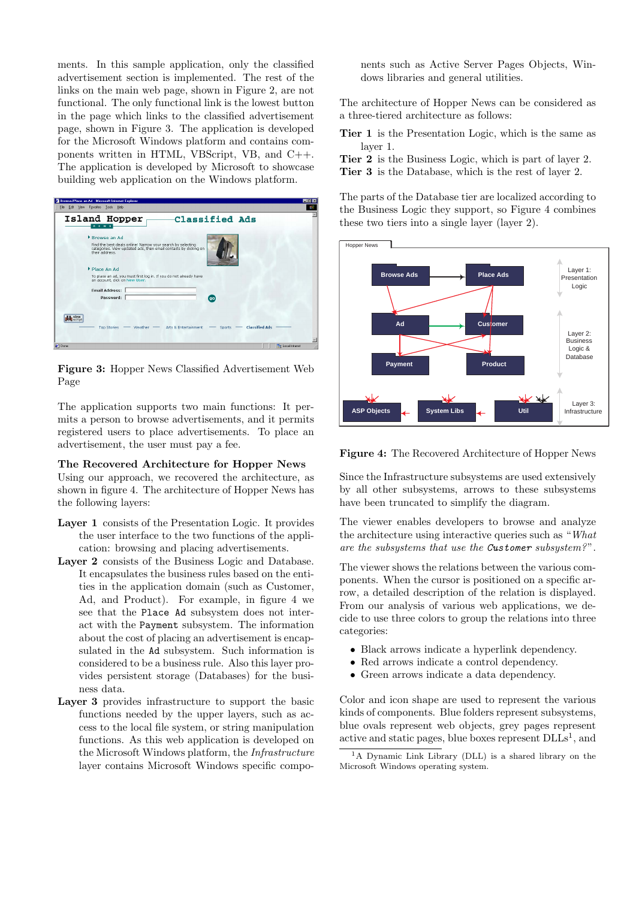ments. In this sample application, only the classified advertisement section is implemented. The rest of the links on the main web page, shown in Figure 2, are not functional. The only functional link is the lowest button in the page which links to the classified advertisement page, shown in Figure 3. The application is developed for the Microsoft Windows platform and contains components written in HTML, VBScript, VB, and C++. The application is developed by Microsoft to showcase building web application on the Windows platform.

**Figure 3:** Hopper News Classified Advertisement Web Page

The application supports two main functions: It permits a person to browse advertisements, and it permits registered users to place advertisements. To place an advertisement, the user must pay a fee.

### The Recovered Architecture for Hopper News

Using our approach, we recovered the architecture, as shown in figure 4. The architecture of Hopper News has the following layers:

- **Layer 1** consists of the Presentation Logic. It provides the user interface to the two functions of the application: browsing and placing advertisements.
- **Layer 2** consists of the Business Logic and Database. It encapsulates the business rules based on the entities in the application domain (such as Customer, Ad, and Product). For example, in figure 4 we see that the `Place Ad` subsystem does not interact with the `Payment` subsystem. The information about the cost of placing an advertisement is encapsulated in the `Ad` subsystem. Such information is considered to be a business rule. Also this layer provides persistent storage (Databases) for the business data.
- **Layer 3** provides infrastructure to support the basic functions needed by the upper layers, such as access to the local file system, or string manipulation functions. As this web application is developed on the Microsoft Windows platform, the *Infrastructure* layer contains Microsoft Windows specific components such as Active Server Pages Objects, Windows libraries and general utilities.

The architecture of Hopper News can be considered as a three-tiered architecture as follows:

- **Tier 1** is the Presentation Logic, which is the same as layer 1.
- **Tier 2** is the Business Logic, which is part of layer 2.
- **Tier 3** is the Database, which is the rest of layer 2.

The parts of the Database tier are localized according to the Business Logic they support, so Figure 4 combines these two tiers into a single layer (layer 2).

**Figure 4:** The Recovered Architecture of Hopper News

Since the Infrastructure subsystems are used extensively by all other subsystems, arrows to these subsystems have been truncated to simplify the diagram.

The viewer enables developers to browse and analyze the architecture using interactive queries such as "*What are the subsystems that use the* `Customer` *subsystem?*".

The viewer shows the relations between the various components. When the cursor is positioned on a specific arrow, a detailed description of the relation is displayed. From our analysis of various web applications, we decide to use three colors to group the relations into three categories:

- Black arrows indicate a hyperlink dependency.
- Red arrows indicate a control dependency.
- Green arrows indicate a data dependency.

Color and icon shape are used to represent the various kinds of components. Blue folders represent subsystems, blue ovals represent web objects, grey pages represent active and static pages, blue boxes represent DLLs[1], and

[1] A Dynamic Link Library (DLL) is a shared library on the Microsoft Windows operating system.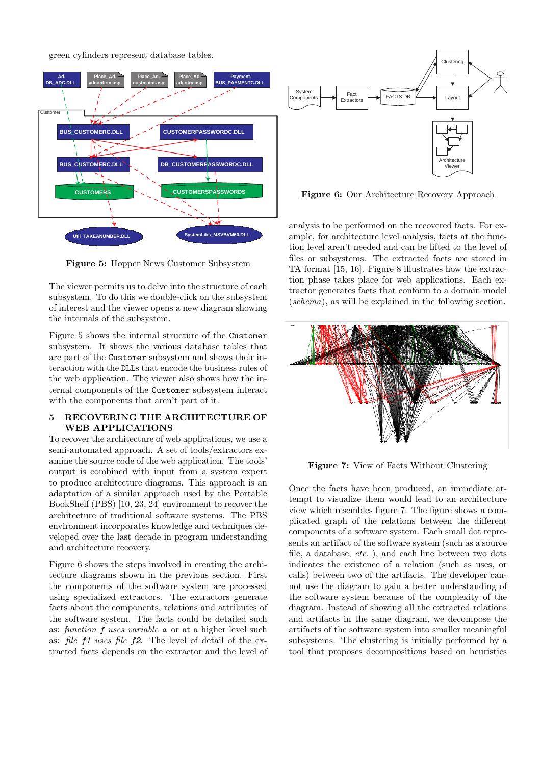green cylinders represent database tables.

Figure 5: Hopper News Customer Subsystem

The viewer permits us to delve into the structure of each subsystem. To do this we double-click on the subsystem of interest and the viewer opens a new diagram showing the internals of the subsystem.

Figure 5 shows the internal structure of the `Customer` subsystem. It shows the various database tables that are part of the `Customer` subsystem and shows their interaction with the DLLs that encode the business rules of the web application. The viewer also shows how the internal components of the `Customer` subsystem interact with the components that aren't part of it.

## 5 RECOVERING THE ARCHITECTURE OF WEB APPLICATIONS

To recover the architecture of web applications, we use a semi-automated approach. A set of tools/extractors examine the source code of the web application. The tools' output is combined with input from a system expert to produce architecture diagrams. This approach is an adaptation of a similar approach used by the Portable BookShelf (PBS) [10, 23, 24] environment to recover the architecture of traditional software systems. The PBS environment incorporates knowledge and techniques developed over the last decade in program understanding and architecture recovery.

Figure 6 shows the steps involved in creating the architecture diagrams shown in the previous section. First the components of the software system are processed using specialized extractors. The extractors generate facts about the components, relations and attributes of the software system. The facts could be detailed such as: *function f uses variable a* or at a higher level such as: *file f1 uses file f2*. The level of detail of the extracted facts depends on the extractor and the level of

Figure 6: Our Architecture Recovery Approach

analysis to be performed on the recovered facts. For example, for architecture level analysis, facts at the function level aren't needed and can be lifted to the level of files or subsystems. The extracted facts are stored in TA format [15, 16]. Figure 8 illustrates how the extraction phase takes place for web applications. Each extractor generates facts that conform to a domain model (*schema*), as will be explained in the following section.

Figure 7: View of Facts Without Clustering

Once the facts have been produced, an immediate attempt to visualize them would lead to an architecture view which resembles figure 7. The figure shows a complicated graph of the relations between the different components of a software system. Each small dot represents an artifact of the software system (such as a source file, a database, *etc.* ), and each line between two dots indicates the existence of a relation (such as uses, or calls) between two of the artifacts. The developer cannot use the diagram to gain a better understanding of the software system because of the complexity of the diagram. Instead of showing all the extracted relations and artifacts in the same diagram, we decompose the artifacts of the software system into smaller meaningful subsystems. The clustering is initially performed by a tool that proposes decompositions based on heuristics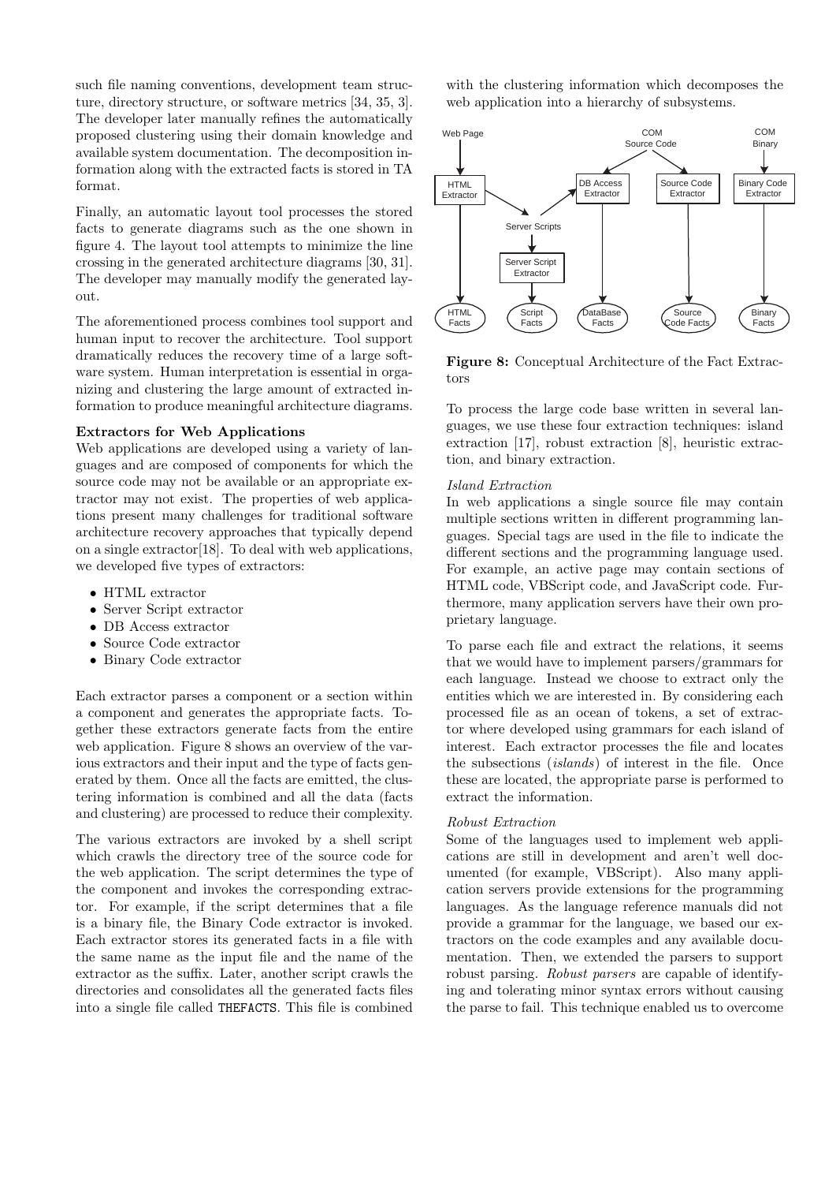such file naming conventions, development team structure, directory structure, or software metrics [34, 35, 3]. The developer later manually refines the automatically proposed clustering using their domain knowledge and available system documentation. The decomposition information along with the extracted facts is stored in TA format.

Finally, an automatic layout tool processes the stored facts to generate diagrams such as the one shown in figure 4. The layout tool attempts to minimize the line crossing in the generated architecture diagrams [30, 31]. The developer may manually modify the generated layout.

The aforementioned process combines tool support and human input to recover the architecture. Tool support dramatically reduces the recovery time of a large software system. Human interpretation is essential in organizing and clustering the large amount of extracted information to produce meaningful architecture diagrams.

**Extractors for Web Applications**

Web applications are developed using a variety of languages and are composed of components for which the source code may not be available or an appropriate extractor may not exist. The properties of web applications present many challenges for traditional software architecture recovery approaches that typically depend on a single extractor[18]. To deal with web applications, we developed five types of extractors:

- HTML extractor
- Server Script extractor
- DB Access extractor
- Source Code extractor
- Binary Code extractor

Each extractor parses a component or a section within a component and generates the appropriate facts. Together these extractors generate facts from the entire web application. Figure 8 shows an overview of the various extractors and their input and the type of facts generated by them. Once all the facts are emitted, the clustering information is combined and all the data (facts and clustering) are processed to reduce their complexity.

The various extractors are invoked by a shell script which crawls the directory tree of the source code for the web application. The script determines the type of the component and invokes the corresponding extractor. For example, if the script determines that a file is a binary file, the Binary Code extractor is invoked. Each extractor stores its generated facts in a file with the same name as the input file and the name of the extractor as the suffix. Later, another script crawls the directories and consolidates all the generated facts files into a single file called THEFACTS. This file is combined with the clustering information which decomposes the web application into a hierarchy of subsystems.

Web Page
COM Source Code
COM Binary
HTML Extractor
DB Access Extractor
Source Code Extractor
Binary Code Extractor
Server Scripts
Server Script Extractor
HTML Facts
Script Facts
DataBase Facts
Source Code Facts
Binary Facts

**Figure 8:** Conceptual Architecture of the Fact Extractors

To process the large code base written in several languages, we use these four extraction techniques: island extraction [17], robust extraction [8], heuristic extraction, and binary extraction.

*Island Extraction*

In web applications a single source file may contain multiple sections written in different programming languages. Special tags are used in the file to indicate the different sections and the programming language used. For example, an active page may contain sections of HTML code, VBScript code, and JavaScript code. Furthermore, many application servers have their own proprietary language.

To parse each file and extract the relations, it seems that we would have to implement parsers/grammars for each language. Instead we choose to extract only the entities which we are interested in. By considering each processed file as an ocean of tokens, a set of extractor where developed using grammars for each island of interest. Each extractor processes the file and locates the subsections (*islands*) of interest in the file. Once these are located, the appropriate parse is performed to extract the information.

*Robust Extraction*

Some of the languages used to implement web applications are still in development and aren't well documented (for example, VBScript). Also many application servers provide extensions for the programming languages. As the language reference manuals did not provide a grammar for the language, we based our extractors on the code examples and any available documentation. Then, we extended the parsers to support robust parsing. *Robust parsers* are capable of identifying and tolerating minor syntax errors without causing the parse to fail. This technique enabled us to overcome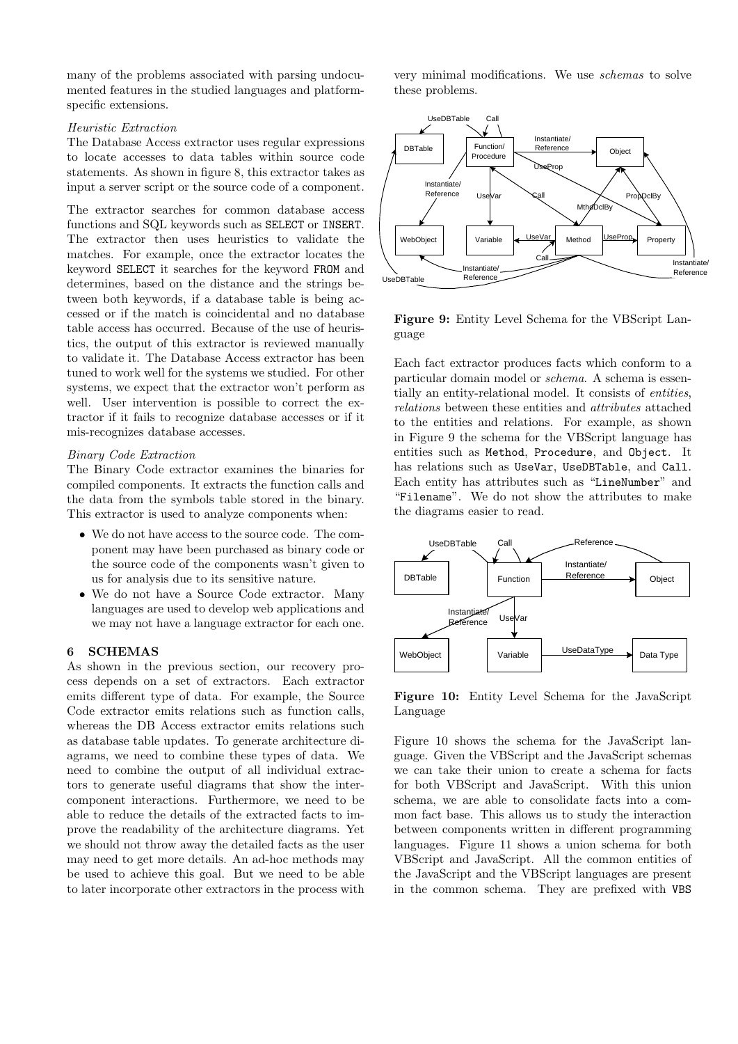many of the problems associated with parsing undocumented features in the studied languages and platform-specific extensions.

*Heuristic Extraction*

The Database Access extractor uses regular expressions to locate accesses to data tables within source code statements. As shown in figure 8, this extractor takes as input a server script or the source code of a component.

The extractor searches for common database access functions and SQL keywords such as `SELECT` or `INSERT`. The extractor then uses heuristics to validate the matches. For example, once the extractor locates the keyword `SELECT` it searches for the keyword `FROM` and determines, based on the distance and the strings between both keywords, if a database table is being accessed or if the match is coincidental and no database table access has occurred. Because of the use of heuristics, the output of this extractor is reviewed manually to validate it. The Database Access extractor has been tuned to work well for the systems we studied. For other systems, we expect that the extractor won't perform as well. User intervention is possible to correct the extractor if it fails to recognize database accesses or if it mis-recognizes database accesses.

*Binary Code Extraction*

The Binary Code extractor examines the binaries for compiled components. It extracts the function calls and the data from the symbols table stored in the binary. This extractor is used to analyze components when:

- We do not have access to the source code. The component may have been purchased as binary code or the source code of the components wasn't given to us for analysis due to its sensitive nature.
- We do not have a Source Code extractor. Many languages are used to develop web applications and we may not have a language extractor for each one.

## 6 SCHEMAS

As shown in the previous section, our recovery process depends on a set of extractors. Each extractor emits different type of data. For example, the Source Code extractor emits relations such as function calls, whereas the DB Access extractor emits relations such as database table updates. To generate architecture diagrams, we need to combine these types of data. We need to combine the output of all individual extractors to generate useful diagrams that show the inter-component interactions. Furthermore, we need to be able to reduce the details of the extracted facts to improve the readability of the architecture diagrams. Yet we should not throw away the detailed facts as the user may need to get more details. An ad-hoc methods may be used to achieve this goal. But we need to be able to later incorporate other extractors in the process with very minimal modifications. We use *schemas* to solve these problems.

**Figure 9:** Entity Level Schema for the VBScript Language

Each fact extractor produces facts which conform to a particular domain model or *schema*. A schema is essentially an entity-relational model. It consists of *entities*, *relations* between these entities and *attributes* attached to the entities and relations. For example, as shown in Figure 9 the schema for the VBScript language has entities such as `Method`, `Procedure`, and `Object`. It has relations such as `UseVar`, `UseDBTable`, and `Call`. Each entity has attributes such as "`LineNumber`" and "`Filename`". We do not show the attributes to make the diagrams easier to read.

**Figure 10:** Entity Level Schema for the JavaScript Language

Figure 10 shows the schema for the JavaScript language. Given the VBScript and the JavaScript schemas we can take their union to create a schema for facts for both VBScript and JavaScript. With this union schema, we are able to consolidate facts into a common fact base. This allows us to study the interaction between components written in different programming languages. Figure 11 shows a union schema for both VBScript and JavaScript. All the common entities of the JavaScript and the VBScript languages are present in the common schema. They are prefixed with `VBS`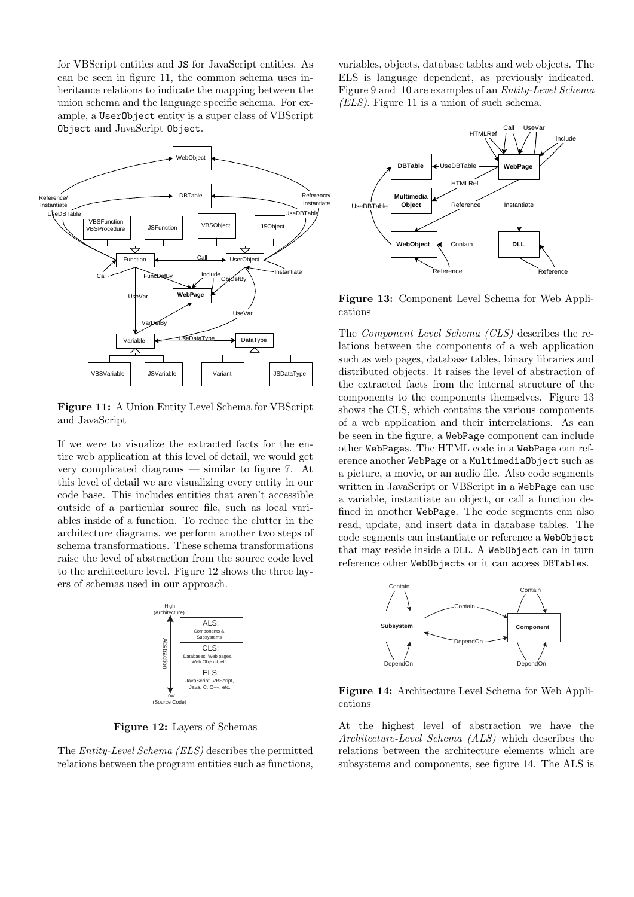for VBScript entities and JS for JavaScript entities. As can be seen in figure 11, the common schema uses inheritance relations to indicate the mapping between the union schema and the language specific schema. For example, a UserObject entity is a super class of VBScript Object and JavaScript Object.

**Figure 11:** A Union Entity Level Schema for VBScript and JavaScript

If we were to visualize the extracted facts for the entire web application at this level of detail, we would get very complicated diagrams — similar to figure 7. At this level of detail we are visualizing every entity in our code base. This includes entities that aren't accessible outside of a particular source file, such as local variables inside of a function. To reduce the clutter in the architecture diagrams, we perform another two steps of schema transformations. These schema transformations raise the level of abstraction from the source code level to the architecture level. Figure 12 shows the three layers of schemas used in our approach.

**Figure 12:** Layers of Schemas

The *Entity-Level Schema (ELS)* describes the permitted relations between the program entities such as functions, variables, objects, database tables and web objects. The ELS is language dependent, as previously indicated. Figure 9 and 10 are examples of an *Entity-Level Schema (ELS)*. Figure 11 is a union of such schema.

**Figure 13:** Component Level Schema for Web Applications

The *Component Level Schema (CLS)* describes the relations between the components of a web application such as web pages, database tables, binary libraries and distributed objects. It raises the level of abstraction of the extracted facts from the internal structure of the components to the components themselves. Figure 13 shows the CLS, which contains the various components of a web application and their interrelations. As can be seen in the figure, a WebPage component can include other WebPages. The HTML code in a WebPage can reference another WebPage or a MultimediaObject such as a picture, a movie, or an audio file. Also code segments written in JavaScript or VBScript in a WebPage can use a variable, instantiate an object, or call a function defined in another WebPage. The code segments can also read, update, and insert data in database tables. The code segments can instantiate or reference a WebObject that may reside inside a DLL. A WebObject can in turn reference other WebObjects or it can access DBTables.

**Figure 14:** Architecture Level Schema for Web Applications

At the highest level of abstraction we have the *Architecture-Level Schema (ALS)* which describes the relations between the architecture elements which are subsystems and components, see figure 14. The ALS is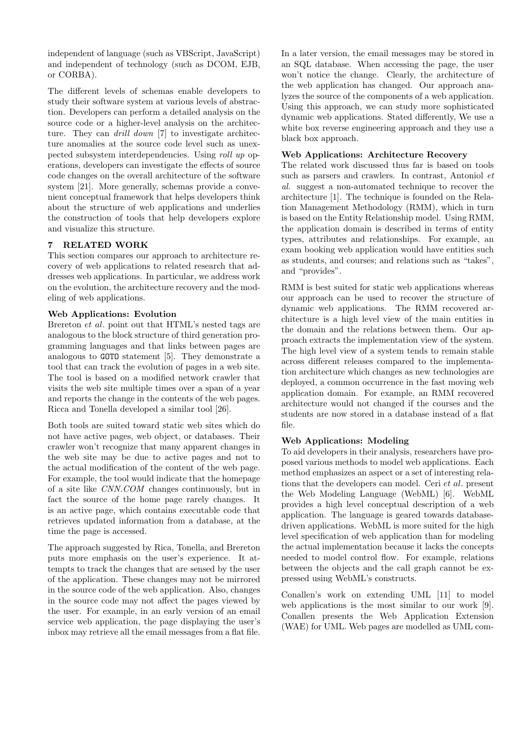independent of language (such as VBScript, JavaScript) and independent of technology (such as DCOM, EJB, or CORBA).

The different levels of schemas enable developers to study their software system at various levels of abstraction. Developers can perform a detailed analysis on the source code or a higher-level analysis on the architecture. They can *drill down* [7] to investigate architecture anomalies at the source code level such as unexpected subsystem interdependencies. Using *roll up* operations, developers can investigate the effects of source code changes on the overall architecture of the software system [21]. More generally, schemas provide a convenient conceptual framework that helps developers think about the structure of web applications and underlies the construction of tools that help developers explore and visualize this structure.

## 7 RELATED WORK

This section compares our approach to architecture recovery of web applications to related research that addresses web applications. In particular, we address work on the evolution, the architecture recovery and the modeling of web applications.

**Web Applications: Evolution**

Brereton *et al*. point out that HTML's nested tags are analogous to the block structure of third generation programming languages and that links between pages are analogous to `GOTO` statement [5]. They demonstrate a tool that can track the evolution of pages in a web site. The tool is based on a modified network crawler that visits the web site multiple times over a span of a year and reports the change in the contents of the web pages. Ricca and Tonella developed a similar tool [26].

Both tools are suited toward static web sites which do not have active pages, web object, or databases. Their crawler won't recognize that many apparent changes in the web site may be due to active pages and not to the actual modification of the content of the web page. For example, the tool would indicate that the homepage of a site like *CNN.COM* changes continuously, but in fact the source of the home page rarely changes. It is an active page, which contains executable code that retrieves updated information from a database, at the time the page is accessed.

The approach suggested by Rica, Tonella, and Brereton puts more emphasis on the user's experience. It attempts to track the changes that are sensed by the user of the application. These changes may not be mirrored in the source code of the web application. Also, changes in the source code may not affect the pages viewed by the user. For example, in an early version of an email service web application, the page displaying the user's inbox may retrieve all the email messages from a flat file. In a later version, the email messages may be stored in an SQL database. When accessing the page, the user won't notice the change. Clearly, the architecture of the web application has changed. Our approach analyzes the source of the components of a web application. Using this approach, we can study more sophisticated dynamic web applications. Stated differently, We use a white box reverse engineering approach and they use a black box approach.

**Web Applications: Architecture Recovery**

The related work discussed thus far is based on tools such as parsers and crawlers. In contrast, Antoniol *et al.* suggest a non-automated technique to recover the architecture [1]. The technique is founded on the Relation Management Methodology (RMM), which in turn is based on the Entity Relationship model. Using RMM, the application domain is described in terms of entity types, attributes and relationships. For example, an exam booking web application would have entities such as students, and courses; and relations such as "takes", and "provides".

RMM is best suited for static web applications whereas our approach can be used to recover the structure of dynamic web applications. The RMM recovered architecture is a high level view of the main entities in the domain and the relations between them. Our approach extracts the implementation view of the system. The high level view of a system tends to remain stable across different releases compared to the implementation architecture which changes as new technologies are deployed, a common occurrence in the fast moving web application domain. For example, an RMM recovered architecture would not changed if the courses and the students are now stored in a database instead of a flat file.

**Web Applications: Modeling**

To aid developers in their analysis, researchers have proposed various methods to model web applications. Each method emphasizes an aspect or a set of interesting relations that the developers can model. Ceri *et al*. present the Web Modeling Language (WebML) [6]. WebML provides a high level conceptual description of a web application. The language is geared towards database-driven applications. WebML is more suited for the high level specification of web application than for modeling the actual implementation because it lacks the concepts needed to model control flow. For example, relations between the objects and the call graph cannot be expressed using WebML's constructs.

Conallen's work on extending UML [11] to model web applications is the most similar to our work [9]. Conallen presents the Web Application Extension (WAE) for UML. Web pages are modelled as UML com-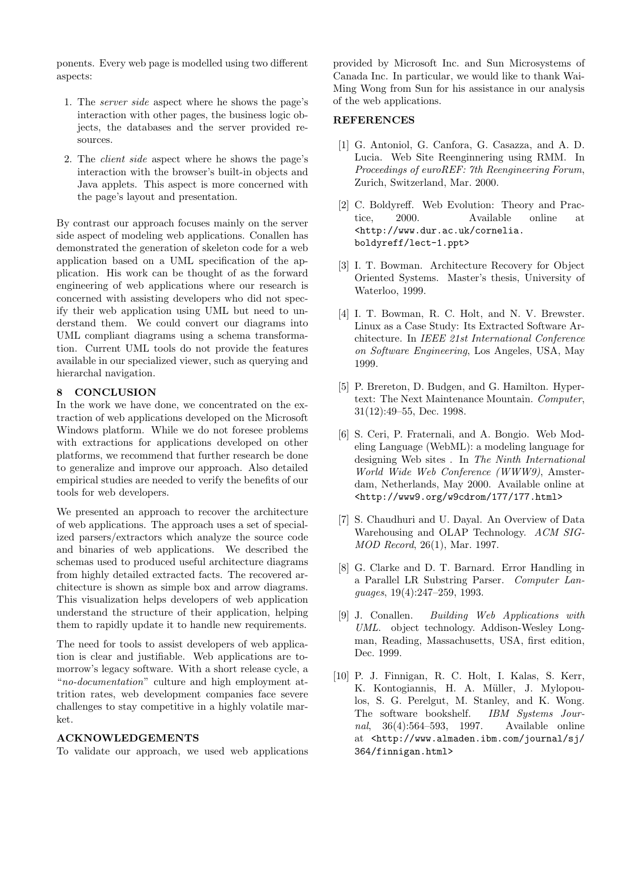ponents. Every web page is modelled using two different aspects:

1. The *server side* aspect where he shows the page's interaction with other pages, the business logic objects, the databases and the server provided resources.
2. The *client side* aspect where he shows the page's interaction with the browser's built-in objects and Java applets. This aspect is more concerned with the page's layout and presentation.

By contrast our approach focuses mainly on the server side aspect of modeling web applications. Conallen has demonstrated the generation of skeleton code for a web application based on a UML specification of the application. His work can be thought of as the forward engineering of web applications where our research is concerned with assisting developers who did not specify their web application using UML but need to understand them. We could convert our diagrams into UML compliant diagrams using a schema transformation. Current UML tools do not provide the features available in our specialized viewer, such as querying and hierarchal navigation.

## 8 CONCLUSION

In the work we have done, we concentrated on the extraction of web applications developed on the Microsoft Windows platform. While we do not foresee problems with extractions for applications developed on other platforms, we recommend that further research be done to generalize and improve our approach. Also detailed empirical studies are needed to verify the benefits of our tools for web developers.

We presented an approach to recover the architecture of web applications. The approach uses a set of specialized parsers/extractors which analyze the source code and binaries of web applications. We described the schemas used to produced useful architecture diagrams from highly detailed extracted facts. The recovered architecture is shown as simple box and arrow diagrams. This visualization helps developers of web application understand the structure of their application, helping them to rapidly update it to handle new requirements.

The need for tools to assist developers of web application is clear and justifiable. Web applications are tomorrow's legacy software. With a short release cycle, a "*no-documentation*" culture and high employment attrition rates, web development companies face severe challenges to stay competitive in a highly volatile market.

## ACKNOWLEDGEMENTS

To validate our approach, we used web applications provided by Microsoft Inc. and Sun Microsystems of Canada Inc. In particular, we would like to thank Wai-Ming Wong from Sun for his assistance in our analysis of the web applications.

## REFERENCES

[1] G. Antoniol, G. Canfora, G. Casazza, and A. D. Lucia. Web Site Reenginnering using RMM. In *Proceedings of euroREF: 7th Reengineering Forum*, Zurich, Switzerland, Mar. 2000.

[2] C. Boldyreff. Web Evolution: Theory and Practice, 2000. Available online at `<http://www.dur.ac.uk/cornelia.boldyreff/lect-1.ppt>`

[3] I. T. Bowman. Architecture Recovery for Object Oriented Systems. Master's thesis, University of Waterloo, 1999.

[4] I. T. Bowman, R. C. Holt, and N. V. Brewster. Linux as a Case Study: Its Extracted Software Architecture. In *IEEE 21st International Conference on Software Engineering*, Los Angeles, USA, May 1999.

[5] P. Brereton, D. Budgen, and G. Hamilton. Hypertext: The Next Maintenance Mountain. *Computer*, 31(12):49–55, Dec. 1998.

[6] S. Ceri, P. Fraternali, and A. Bongio. Web Modeling Language (WebML): a modeling language for designing Web sites . In *The Ninth International World Wide Web Conference (WWW9)*, Amsterdam, Netherlands, May 2000. Available online at `<http://www9.org/w9cdrom/177/177.html>`

[7] S. Chaudhuri and U. Dayal. An Overview of Data Warehousing and OLAP Technology. *ACM SIGMOD Record*, 26(1), Mar. 1997.

[8] G. Clarke and D. T. Barnard. Error Handling in a Parallel LR Substring Parser. *Computer Languages*, 19(4):247–259, 1993.

[9] J. Conallen. *Building Web Applications with UML*. object technology. Addison-Wesley Longman, Reading, Massachusetts, USA, first edition, Dec. 1999.

[10] P. J. Finnigan, R. C. Holt, I. Kalas, S. Kerr, K. Kontogiannis, H. A. Müller, J. Mylopoulos, S. G. Perelgut, M. Stanley, and K. Wong. The software bookshelf. *IBM Systems Journal*, 36(4):564–593, 1997. Available online at `<http://www.almaden.ibm.com/journal/sj/364/finnigan.html>`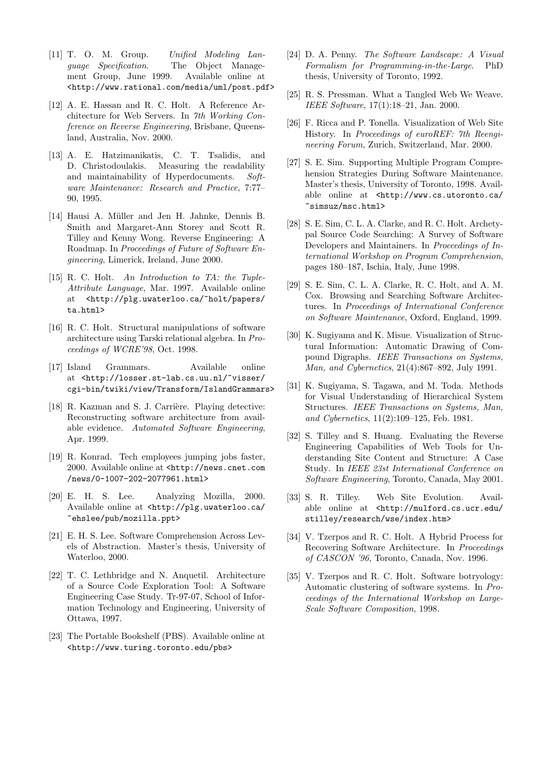[11] T. O. M. Group. *Unified Modeling Language Specification*. The Object Management Group, June 1999. Available online at <http://www.rational.com/media/uml/post.pdf>

[12] A. E. Hassan and R. C. Holt. A Reference Architecture for Web Servers. In *7th Working Conference on Reverse Engineering*, Brisbane, Queensland, Australia, Nov. 2000.

[13] A. E. Hatzimanikatis, C. T. Tsalidis, and D. Christodoulakis. Measuring the readability and maintainability of Hyperdocuments. *Software Maintenance: Research and Practice*, 7:77–90, 1995.

[14] Hausi A. Müller and Jen H. Jahnke, Dennis B. Smith and Margaret-Ann Storey and Scott R. Tilley and Kenny Wong. Reverse Engineering: A Roadmap. In *Proceedings of Future of Software Engineering*, Limerick, Ireland, June 2000.

[15] R. C. Holt. *An Introduction to TA: the Tuple-Attribute Language*, Mar. 1997. Available online at <http://plg.uwaterloo.ca/~holt/papers/ta.html>

[16] R. C. Holt. Structural manipulations of software architecture using Tarski relational algebra. In *Proceedings of WCRE'98*, Oct. 1998.

[17] Island Grammars. Available online at <http://losser.st-lab.cs.uu.nl/~visser/cgi-bin/twiki/view/Transform/IslandGrammars>

[18] R. Kazman and S. J. Carrière. Playing detective: Reconstructing software architecture from available evidence. *Automated Software Engineering*, Apr. 1999.

[19] R. Konrad. Tech employees jumping jobs faster, 2000. Available online at <http://news.cnet.com/news/0-1007-202-2077961.html>

[20] E. H. S. Lee. Analyzing Mozilla, 2000. Available online at <http://plg.uwaterloo.ca/~ehslee/pub/mozilla.ppt>

[21] E. H. S. Lee. Software Comprehension Across Levels of Abstraction. Master's thesis, University of Waterloo, 2000.

[22] T. C. Lethbridge and N. Anquetil. Architecture of a Source Code Exploration Tool: A Software Engineering Case Study. Tr-97-07, School of Information Technology and Engineering, University of Ottawa, 1997.

[23] The Portable Bookshelf (PBS). Available online at <http://www.turing.toronto.edu/pbs>

[24] D. A. Penny. *The Software Landscape: A Visual Formalism for Programming-in-the-Large*. PhD thesis, University of Toronto, 1992.

[25] R. S. Pressman. What a Tangled Web We Weave. *IEEE Software*, 17(1):18–21, Jan. 2000.

[26] F. Ricca and P. Tonella. Visualization of Web Site History. In *Proceedings of euroREF: 7th Reengineering Forum*, Zurich, Switzerland, Mar. 2000.

[27] S. E. Sim. Supporting Multiple Program Comprehension Strategies During Software Maintenance. Master's thesis, University of Toronto, 1998. Available online at <http://www.cs.utoronto.ca/~simsuz/msc.html>

[28] S. E. Sim, C. L. A. Clarke, and R. C. Holt. Archetypal Source Code Searching: A Survey of Software Developers and Maintainers. In *Proceedings of International Workshop on Program Comprehension*, pages 180–187, Ischia, Italy, June 1998.

[29] S. E. Sim, C. L. A. Clarke, R. C. Holt, and A. M. Cox. Browsing and Searching Software Architectures. In *Proceedings of International Conference on Software Maintenance*, Oxford, England, 1999.

[30] K. Sugiyama and K. Misue. Visualization of Structural Information: Automatic Drawing of Compound Digraphs. *IEEE Transactions on Systems, Man, and Cybernetics*, 21(4):867–892, July 1991.

[31] K. Sugiyama, S. Tagawa, and M. Toda. Methods for Visual Understanding of Hierarchical System Structures. *IEEE Transactions on Systems, Man, and Cybernetics*, 11(2):109–125, Feb. 1981.

[32] S. Tilley and S. Huang. Evaluating the Reverse Engineering Capabilities of Web Tools for Understanding Site Content and Structure: A Case Study. In *IEEE 23st International Conference on Software Engineering*, Toronto, Canada, May 2001.

[33] S. R. Tilley. Web Site Evolution. Available online at <http://mulford.cs.ucr.edu/stilley/research/wse/index.htm>

[34] V. Tzerpos and R. C. Holt. A Hybrid Process for Recovering Software Architecture. In *Proceedings of CASCON '96*, Toronto, Canada, Nov. 1996.

[35] V. Tzerpos and R. C. Holt. Software botryology: Automatic clustering of software systems. In *Proceedings of the International Workshop on Large-Scale Software Composition*, 1998.